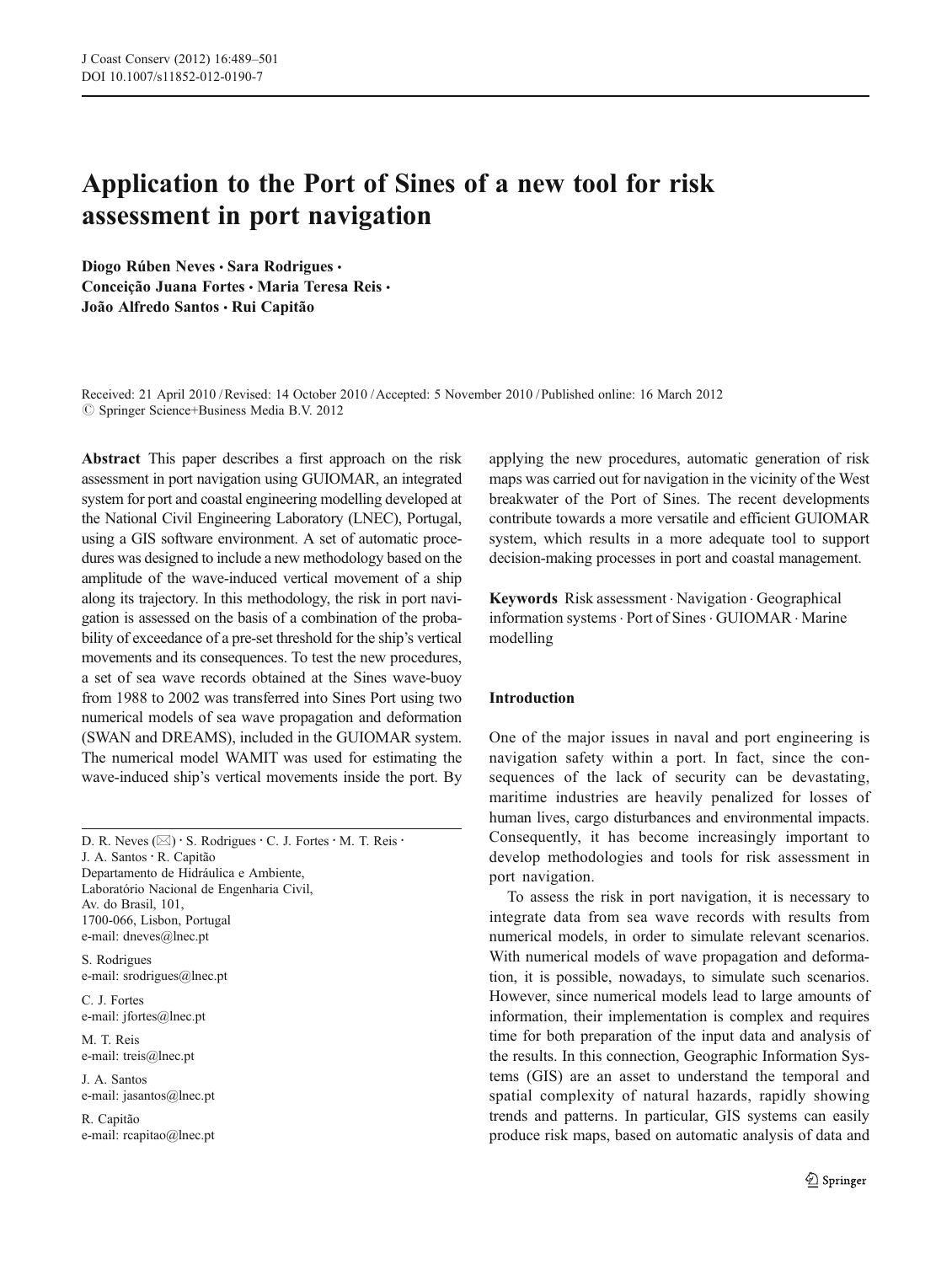# Application to the Port of Sines of a new tool for risk assessment in port navigation

**Diogo Rúben Neves · Sara Rodrigues · Conceição Juana Fortes · Maria Teresa Reis · João Alfredo Santos · Rui Capitão**

Received: 21 April 2010 / Revised: 14 October 2010 / Accepted: 5 November 2010 / Published online: 16 March 2012
© Springer Science+Business Media B.V. 2012

**Abstract** This paper describes a first approach on the risk assessment in port navigation using GUIOMAR, an integrated system for port and coastal engineering modelling developed at the National Civil Engineering Laboratory (LNEC), Portugal, using a GIS software environment. A set of automatic procedures was designed to include a new methodology based on the amplitude of the wave-induced vertical movement of a ship along its trajectory. In this methodology, the risk in port navigation is assessed on the basis of a combination of the probability of exceedance of a pre-set threshold for the ship's vertical movements and its consequences. To test the new procedures, a set of sea wave records obtained at the Sines wave-buoy from 1988 to 2002 was transferred into Sines Port using two numerical models of sea wave propagation and deformation (SWAN and DREAMS), included in the GUIOMAR system. The numerical model WAMIT was used for estimating the wave-induced ship's vertical movements inside the port. By applying the new procedures, automatic generation of risk maps was carried out for navigation in the vicinity of the West breakwater of the Port of Sines. The recent developments contribute towards a more versatile and efficient GUIOMAR system, which results in a more adequate tool to support decision-making processes in port and coastal management.

**Keywords** Risk assessment · Navigation · Geographical information systems · Port of Sines · GUIOMAR · Marine modelling

D. R. Neves (✉) · S. Rodrigues · C. J. Fortes · M. T. Reis · J. A. Santos · R. Capitão
Departamento de Hidráulica e Ambiente, Laboratório Nacional de Engenharia Civil, Av. do Brasil, 101, 1700-066, Lisbon, Portugal
e-mail: dneves@lnec.pt

S. Rodrigues
e-mail: srodrigues@lnec.pt

C. J. Fortes
e-mail: jfortes@lnec.pt

M. T. Reis
e-mail: treis@lnec.pt

J. A. Santos
e-mail: jasantos@lnec.pt

R. Capitão
e-mail: rcapitao@lnec.pt

## Introduction

One of the major issues in naval and port engineering is navigation safety within a port. In fact, since the consequences of the lack of security can be devastating, maritime industries are heavily penalized for losses of human lives, cargo disturbances and environmental impacts. Consequently, it has become increasingly important to develop methodologies and tools for risk assessment in port navigation.

To assess the risk in port navigation, it is necessary to integrate data from sea wave records with results from numerical models, in order to simulate relevant scenarios. With numerical models of wave propagation and deformation, it is possible, nowadays, to simulate such scenarios. However, since numerical models lead to large amounts of information, their implementation is complex and requires time for both preparation of the input data and analysis of the results. In this connection, Geographic Information Systems (GIS) are an asset to understand the temporal and spatial complexity of natural hazards, rapidly showing trends and patterns. In particular, GIS systems can easily produce risk maps, based on automatic analysis of data and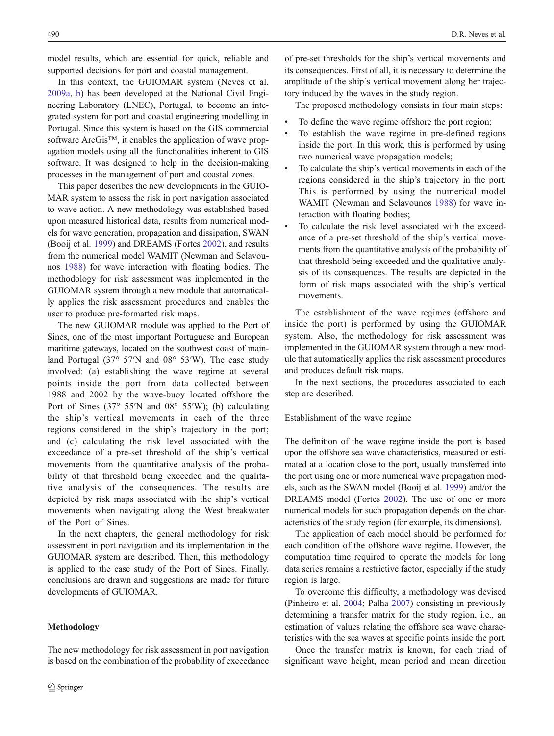model results, which are essential for quick, reliable and supported decisions for port and coastal management.

In this context, the GUIOMAR system (Neves et al. 2009a, b) has been developed at the National Civil Engineering Laboratory (LNEC), Portugal, to become an integrated system for port and coastal engineering modelling in Portugal. Since this system is based on the GIS commercial software ArcGis™, it enables the application of wave propagation models using all the functionalities inherent to GIS software. It was designed to help in the decision-making processes in the management of port and coastal zones.

This paper describes the new developments in the GUIOMAR system to assess the risk in port navigation associated to wave action. A new methodology was established based upon measured historical data, results from numerical models for wave generation, propagation and dissipation, SWAN (Booij et al. 1999) and DREAMS (Fortes 2002), and results from the numerical model WAMIT (Newman and Sclavounos 1988) for wave interaction with floating bodies. The methodology for risk assessment was implemented in the GUIOMAR system through a new module that automatically applies the risk assessment procedures and enables the user to produce pre-formatted risk maps.

The new GUIOMAR module was applied to the Port of Sines, one of the most important Portuguese and European maritime gateways, located on the southwest coast of mainland Portugal (37° 57′N and 08° 53′W). The case study involved: (a) establishing the wave regime at several points inside the port from data collected between 1988 and 2002 by the wave-buoy located offshore the Port of Sines (37° 55′N and 08° 55′W); (b) calculating the ship's vertical movements in each of the three regions considered in the ship's trajectory in the port; and (c) calculating the risk level associated with the exceedance of a pre-set threshold of the ship's vertical movements from the quantitative analysis of the probability of that threshold being exceeded and the qualitative analysis of the consequences. The results are depicted by risk maps associated with the ship's vertical movements when navigating along the West breakwater of the Port of Sines.

In the next chapters, the general methodology for risk assessment in port navigation and its implementation in the GUIOMAR system are described. Then, this methodology is applied to the case study of the Port of Sines. Finally, conclusions are drawn and suggestions are made for future developments of GUIOMAR.

## Methodology

The new methodology for risk assessment in port navigation is based on the combination of the probability of exceedance of pre-set thresholds for the ship's vertical movements and its consequences. First of all, it is necessary to determine the amplitude of the ship's vertical movement along her trajectory induced by the waves in the study region.

The proposed methodology consists in four main steps:

- To define the wave regime offshore the port region;
- To establish the wave regime in pre-defined regions inside the port. In this work, this is performed by using two numerical wave propagation models;
- To calculate the ship's vertical movements in each of the regions considered in the ship's trajectory in the port. This is performed by using the numerical model WAMIT (Newman and Sclavounos 1988) for wave interaction with floating bodies;
- To calculate the risk level associated with the exceedance of a pre-set threshold of the ship's vertical movements from the quantitative analysis of the probability of that threshold being exceeded and the qualitative analysis of its consequences. The results are depicted in the form of risk maps associated with the ship's vertical movements.

The establishment of the wave regimes (offshore and inside the port) is performed by using the GUIOMAR system. Also, the methodology for risk assessment was implemented in the GUIOMAR system through a new module that automatically applies the risk assessment procedures and produces default risk maps.

In the next sections, the procedures associated to each step are described.

### Establishment of the wave regime

The definition of the wave regime inside the port is based upon the offshore sea wave characteristics, measured or estimated at a location close to the port, usually transferred into the port using one or more numerical wave propagation models, such as the SWAN model (Booij et al. 1999) and/or the DREAMS model (Fortes 2002). The use of one or more numerical models for such propagation depends on the characteristics of the study region (for example, its dimensions).

The application of each model should be performed for each condition of the offshore wave regime. However, the computation time required to operate the models for long data series remains a restrictive factor, especially if the study region is large.

To overcome this difficulty, a methodology was devised (Pinheiro et al. 2004; Palha 2007) consisting in previously determining a transfer matrix for the study region, i.e., an estimation of values relating the offshore sea wave characteristics with the sea waves at specific points inside the port.

Once the transfer matrix is known, for each triad of significant wave height, mean period and mean direction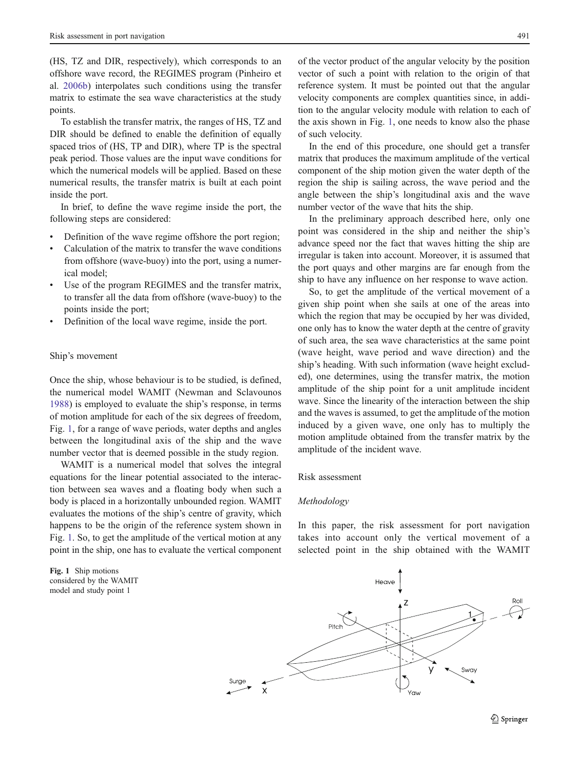(HS, TZ and DIR, respectively), which corresponds to an offshore wave record, the REGIMES program (Pinheiro et al. 2006b) interpolates such conditions using the transfer matrix to estimate the sea wave characteristics at the study points.

To establish the transfer matrix, the ranges of HS, TZ and DIR should be defined to enable the definition of equally spaced trios of (HS, TP and DIR), where TP is the spectral peak period. Those values are the input wave conditions for which the numerical models will be applied. Based on these numerical results, the transfer matrix is built at each point inside the port.

In brief, to define the wave regime inside the port, the following steps are considered:

- Definition of the wave regime offshore the port region;
- Calculation of the matrix to transfer the wave conditions from offshore (wave-buoy) into the port, using a numerical model;
- Use of the program REGIMES and the transfer matrix, to transfer all the data from offshore (wave-buoy) to the points inside the port;
- Definition of the local wave regime, inside the port.

## Ship's movement

Once the ship, whose behaviour is to be studied, is defined, the numerical model WAMIT (Newman and Sclavounos 1988) is employed to evaluate the ship's response, in terms of motion amplitude for each of the six degrees of freedom, Fig. 1, for a range of wave periods, water depths and angles between the longitudinal axis of the ship and the wave number vector that is deemed possible in the study region.

WAMIT is a numerical model that solves the integral equations for the linear potential associated to the interaction between sea waves and a floating body when such a body is placed in a horizontally unbounded region. WAMIT evaluates the motions of the ship's centre of gravity, which happens to be the origin of the reference system shown in Fig. 1. So, to get the amplitude of the vertical motion at any point in the ship, one has to evaluate the vertical component of the vector product of the angular velocity by the position vector of such a point with relation to the origin of that reference system. It must be pointed out that the angular velocity components are complex quantities since, in addition to the angular velocity module with relation to each of the axis shown in Fig. 1, one needs to know also the phase of such velocity.

In the end of this procedure, one should get a transfer matrix that produces the maximum amplitude of the vertical component of the ship motion given the water depth of the region the ship is sailing across, the wave period and the angle between the ship's longitudinal axis and the wave number vector of the wave that hits the ship.

In the preliminary approach described here, only one point was considered in the ship and neither the ship's advance speed nor the fact that waves hitting the ship are irregular is taken into account. Moreover, it is assumed that the port quays and other margins are far enough from the ship to have any influence on her response to wave action.

So, to get the amplitude of the vertical movement of a given ship point when she sails at one of the areas into which the region that may be occupied by her was divided, one only has to know the water depth at the centre of gravity of such area, the sea wave characteristics at the same point (wave height, wave period and wave direction) and the ship's heading. With such information (wave height excluded), one determines, using the transfer matrix, the motion amplitude of the ship point for a unit amplitude incident wave. Since the linearity of the interaction between the ship and the waves is assumed, to get the amplitude of the motion induced by a given wave, one only has to multiply the motion amplitude obtained from the transfer matrix by the amplitude of the incident wave.

## Risk assessment

### *Methodology*

In this paper, the risk assessment for port navigation takes into account only the vertical movement of a selected point in the ship obtained with the WAMIT

**Fig. 1** Ship motions considered by the WAMIT model and study point 1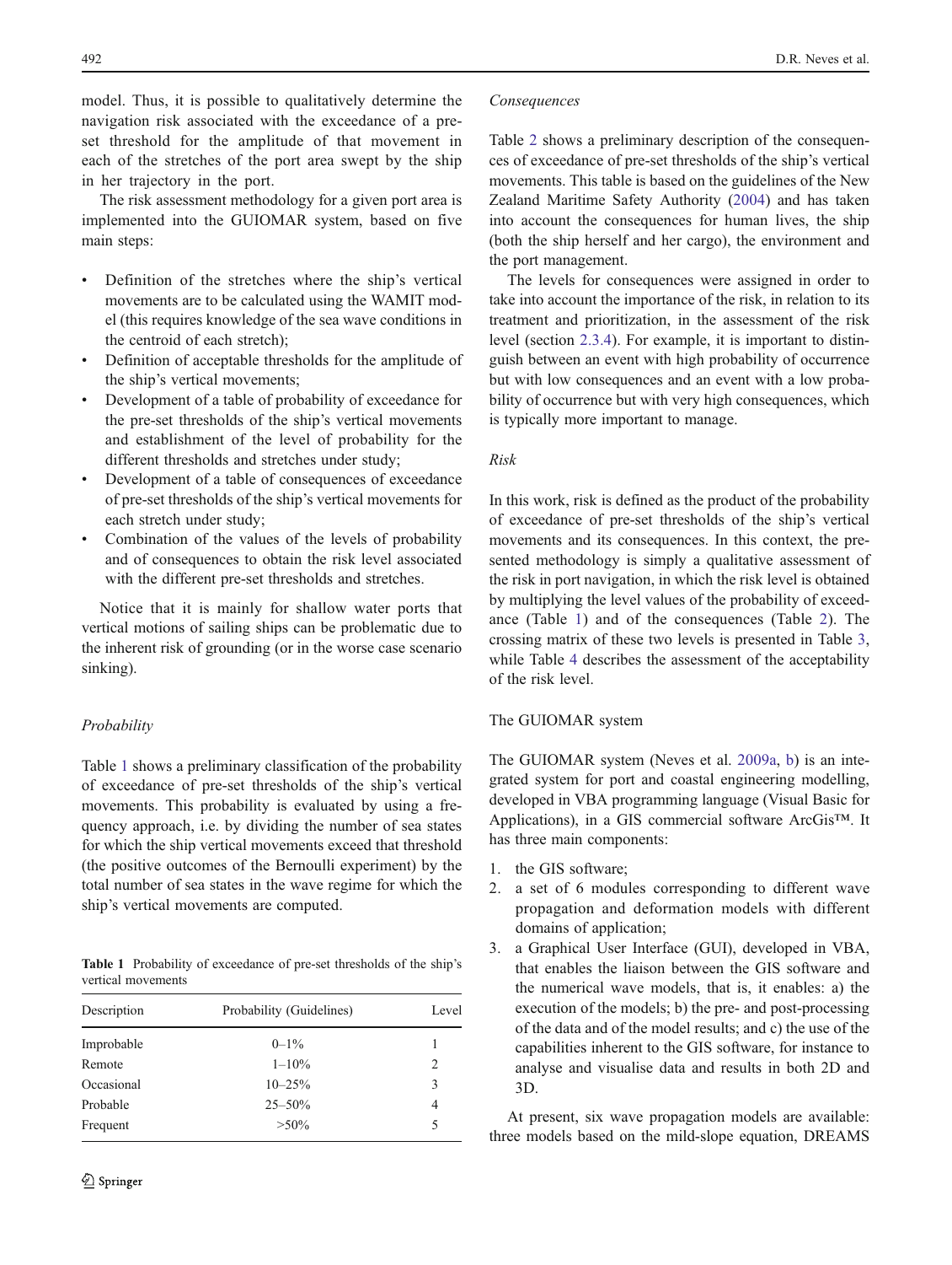model. Thus, it is possible to qualitatively determine the navigation risk associated with the exceedance of a pre-set threshold for the amplitude of that movement in each of the stretches of the port area swept by the ship in her trajectory in the port.

The risk assessment methodology for a given port area is implemented into the GUIOMAR system, based on five main steps:

- Definition of the stretches where the ship's vertical movements are to be calculated using the WAMIT model (this requires knowledge of the sea wave conditions in the centroid of each stretch);
- Definition of acceptable thresholds for the amplitude of the ship's vertical movements;
- Development of a table of probability of exceedance for the pre-set thresholds of the ship's vertical movements and establishment of the level of probability for the different thresholds and stretches under study;
- Development of a table of consequences of exceedance of pre-set thresholds of the ship's vertical movements for each stretch under study;
- Combination of the values of the levels of probability and of consequences to obtain the risk level associated with the different pre-set thresholds and stretches.

Notice that it is mainly for shallow water ports that vertical motions of sailing ships can be problematic due to the inherent risk of grounding (or in the worse case scenario sinking).

*Probability*

Table 1 shows a preliminary classification of the probability of exceedance of pre-set thresholds of the ship's vertical movements. This probability is evaluated by using a frequency approach, i.e. by dividing the number of sea states for which the ship vertical movements exceed that threshold (the positive outcomes of the Bernoulli experiment) by the total number of sea states in the wave regime for which the ship's vertical movements are computed.

**Table 1** Probability of exceedance of pre-set thresholds of the ship's vertical movements

| Description | Probability (Guidelines) | Level |
|---|---|---|
| Improbable | 0–1% | 1 |
| Remote | 1–10% | 2 |
| Occasional | 10–25% | 3 |
| Probable | 25–50% | 4 |
| Frequent | >50% | 5 |

*Consequences*

Table 2 shows a preliminary description of the consequences of exceedance of pre-set thresholds of the ship's vertical movements. This table is based on the guidelines of the New Zealand Maritime Safety Authority (2004) and has taken into account the consequences for human lives, the ship (both the ship herself and her cargo), the environment and the port management.

The levels for consequences were assigned in order to take into account the importance of the risk, in relation to its treatment and prioritization, in the assessment of the risk level (section 2.3.4). For example, it is important to distinguish between an event with high probability of occurrence but with low consequences and an event with a low probability of occurrence but with very high consequences, which is typically more important to manage.

*Risk*

In this work, risk is defined as the product of the probability of exceedance of pre-set thresholds of the ship's vertical movements and its consequences. In this context, the presented methodology is simply a qualitative assessment of the risk in port navigation, in which the risk level is obtained by multiplying the level values of the probability of exceedance (Table 1) and of the consequences (Table 2). The crossing matrix of these two levels is presented in Table 3, while Table 4 describes the assessment of the acceptability of the risk level.

The GUIOMAR system

The GUIOMAR system (Neves et al. 2009a, b) is an integrated system for port and coastal engineering modelling, developed in VBA programming language (Visual Basic for Applications), in a GIS commercial software ArcGis™. It has three main components:

1. the GIS software;
2. a set of 6 modules corresponding to different wave propagation and deformation models with different domains of application;
3. a Graphical User Interface (GUI), developed in VBA, that enables the liaison between the GIS software and the numerical wave models, that is, it enables: a) the execution of the models; b) the pre- and post-processing of the data and of the model results; and c) the use of the capabilities inherent to the GIS software, for instance to analyse and visualise data and results in both 2D and 3D.

At present, six wave propagation models are available: three models based on the mild-slope equation, DREAMS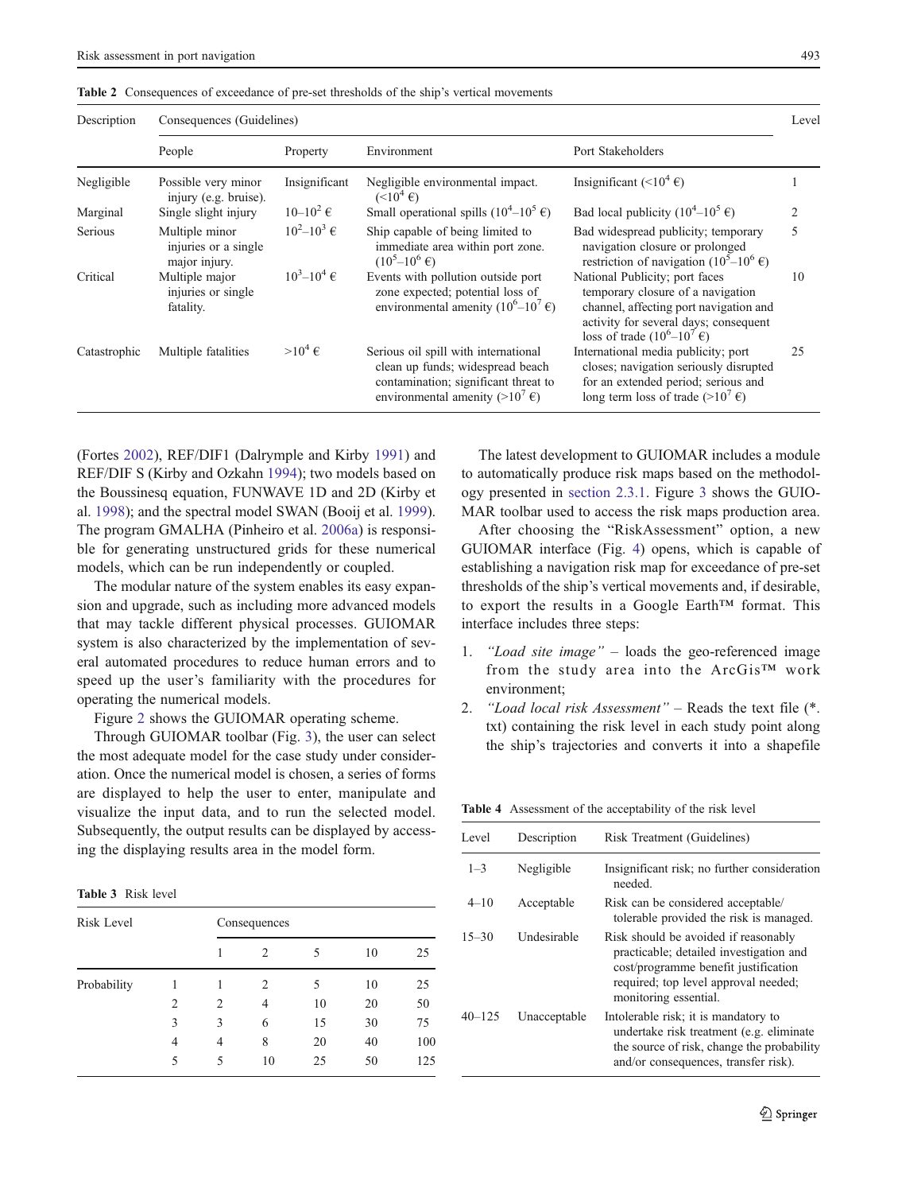Table 2 Consequences of exceedance of pre-set thresholds of the ship's vertical movements

| Description | Consequences (Guidelines) | | | | Level |
|---|---|---|---|---|---|
| | People | Property | Environment | Port Stakeholders | |
| Negligible | Possible very minor injury (e.g. bruise). | Insignificant | Negligible environmental impact. ($<10^4$ €) | Insignificant ($<10^4$ €) | 1 |
| Marginal | Single slight injury | $10$–$10^2$ € | Small operational spills ($10^4$–$10^5$ €) | Bad local publicity ($10^4$–$10^5$ €) | 2 |
| Serious | Multiple minor injuries or a single major injury. | $10^2$–$10^3$ € | Ship capable of being limited to immediate area within port zone. ($10^5$–$10^6$ €) | Bad widespread publicity; temporary navigation closure or prolonged restriction of navigation ($10^5$–$10^6$ €) | 5 |
| Critical | Multiple major injuries or single fatality. | $10^3$–$10^4$ € | Events with pollution outside port zone expected; potential loss of environmental amenity ($10^6$–$10^7$ €) | National Publicity; port faces temporary closure of a navigation channel, affecting port navigation and activity for several days; consequent loss of trade ($10^6$–$10^7$ €) | 10 |
| Catastrophic | Multiple fatalities | $>10^4$ € | Serious oil spill with international clean up funds; widespread beach contamination; significant threat to environmental amenity ($>10^7$ €) | International media publicity; port closes; navigation seriously disrupted for an extended period; serious and long term loss of trade ($>10^7$ €) | 25 |

(Fortes 2002), REF/DIF1 (Dalrymple and Kirby 1991) and REF/DIF S (Kirby and Ozkahn 1994); two models based on the Boussinesq equation, FUNWAVE 1D and 2D (Kirby et al. 1998); and the spectral model SWAN (Booij et al. 1999). The program GMALHA (Pinheiro et al. 2006a) is responsible for generating unstructured grids for these numerical models, which can be run independently or coupled.

The modular nature of the system enables its easy expansion and upgrade, such as including more advanced models that may tackle different physical processes. GUIOMAR system is also characterized by the implementation of several automated procedures to reduce human errors and to speed up the user's familiarity with the procedures for operating the numerical models.

Figure 2 shows the GUIOMAR operating scheme.

Through GUIOMAR toolbar (Fig. 3), the user can select the most adequate model for the case study under consideration. Once the numerical model is chosen, a series of forms are displayed to help the user to enter, manipulate and visualize the input data, and to run the selected model. Subsequently, the output results can be displayed by accessing the displaying results area in the model form.

Table 3 Risk level

| Risk Level | | Consequences | | | | |
|---|---|---|---|---|---|---|
| | | 1 | 2 | 5 | 10 | 25 |
| Probability | 1 | 1 | 2 | 5 | 10 | 25 |
| | 2 | 2 | 4 | 10 | 20 | 50 |
| | 3 | 3 | 6 | 15 | 30 | 75 |
| | 4 | 4 | 8 | 20 | 40 | 100 |
| | 5 | 5 | 10 | 25 | 50 | 125 |

The latest development to GUIOMAR includes a module to automatically produce risk maps based on the methodology presented in section 2.3.1. Figure 3 shows the GUIOMAR toolbar used to access the risk maps production area.

After choosing the "RiskAssessment" option, a new GUIOMAR interface (Fig. 4) opens, which is capable of establishing a navigation risk map for exceedance of pre-set thresholds of the ship's vertical movements and, if desirable, to export the results in a Google Earth™ format. This interface includes three steps:

1. *"Load site image"* – loads the geo-referenced image from the study area into the ArcGis™ work environment;
2. *"Load local risk Assessment"* – Reads the text file (*.txt) containing the risk level in each study point along the ship's trajectories and converts it into a shapefile

Table 4 Assessment of the acceptability of the risk level

| Level | Description | Risk Treatment (Guidelines) |
|---|---|---|
| 1–3 | Negligible | Insignificant risk; no further consideration needed. |
| 4–10 | Acceptable | Risk can be considered acceptable/ tolerable provided the risk is managed. |
| 15–30 | Undesirable | Risk should be avoided if reasonably practicable; detailed investigation and cost/programme benefit justification required; top level approval needed; monitoring essential. |
| 40–125 | Unacceptable | Intolerable risk; it is mandatory to undertake risk treatment (e.g. eliminate the source of risk, change the probability and/or consequences, transfer risk). |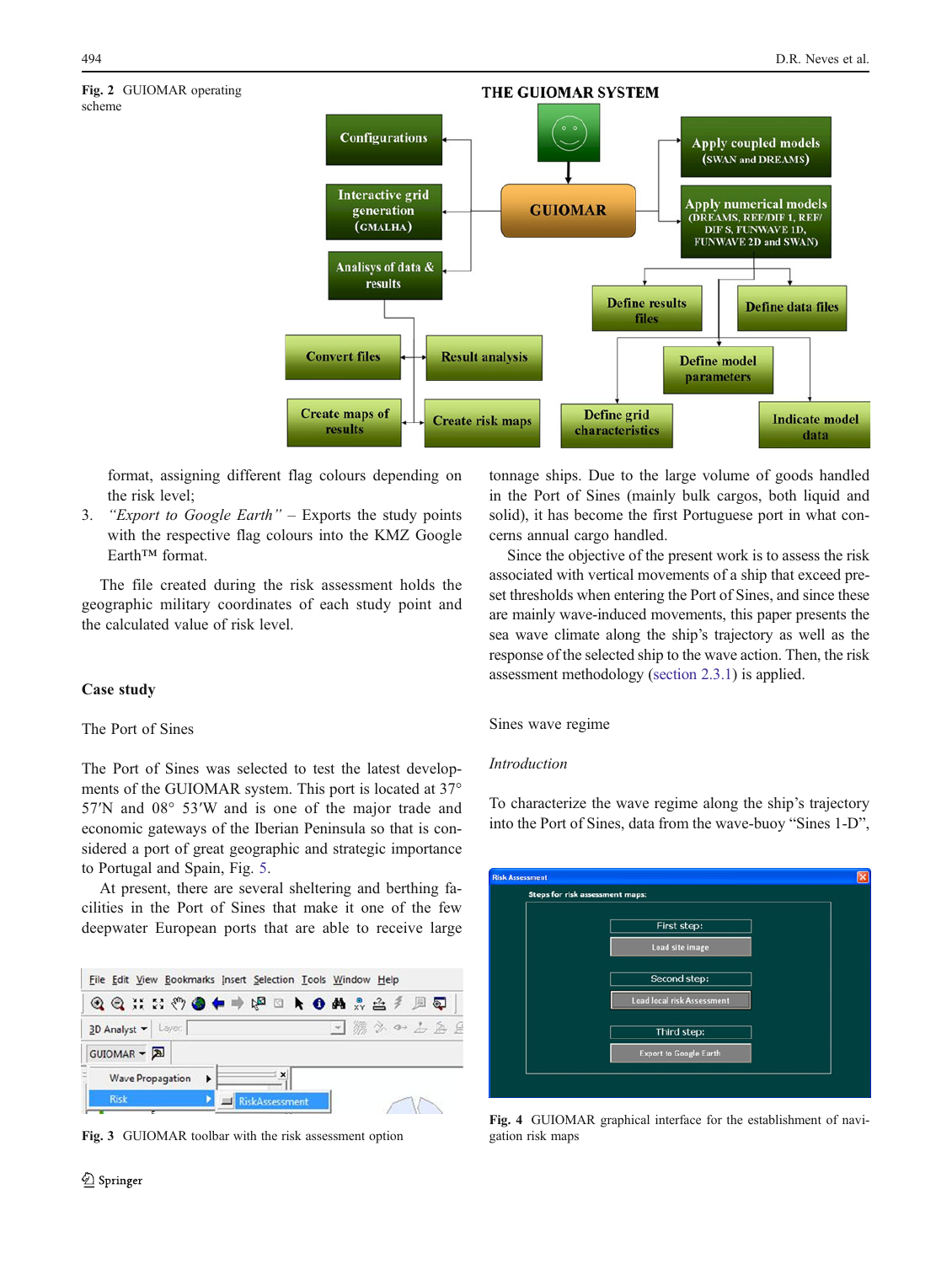**Fig. 2** GUIOMAR operating scheme

**Fig. 3** GUIOMAR toolbar with the risk assessment option

**Fig. 4** GUIOMAR graphical interface for the establishment of navigation risk maps

format, assigning different flag colours depending on the risk level;

3. *"Export to Google Earth"* – Exports the study points with the respective flag colours into the KMZ Google Earth™ format.

The file created during the risk assessment holds the geographic military coordinates of each study point and the calculated value of risk level.

## Case study

### The Port of Sines

The Port of Sines was selected to test the latest developments of the GUIOMAR system. This port is located at 37° 57′N and 08° 53′W and is one of the major trade and economic gateways of the Iberian Peninsula so that is considered a port of great geographic and strategic importance to Portugal and Spain, Fig. 5.

At present, there are several sheltering and berthing facilities in the Port of Sines that make it one of the few deepwater European ports that are able to receive large tonnage ships. Due to the large volume of goods handled in the Port of Sines (mainly bulk cargos, both liquid and solid), it has become the first Portuguese port in what concerns annual cargo handled.

Since the objective of the present work is to assess the risk associated with vertical movements of a ship that exceed preset thresholds when entering the Port of Sines, and since these are mainly wave-induced movements, this paper presents the sea wave climate along the ship's trajectory as well as the response of the selected ship to the wave action. Then, the risk assessment methodology (section 2.3.1) is applied.

### Sines wave regime

#### *Introduction*

To characterize the wave regime along the ship's trajectory into the Port of Sines, data from the wave-buoy "Sines 1-D",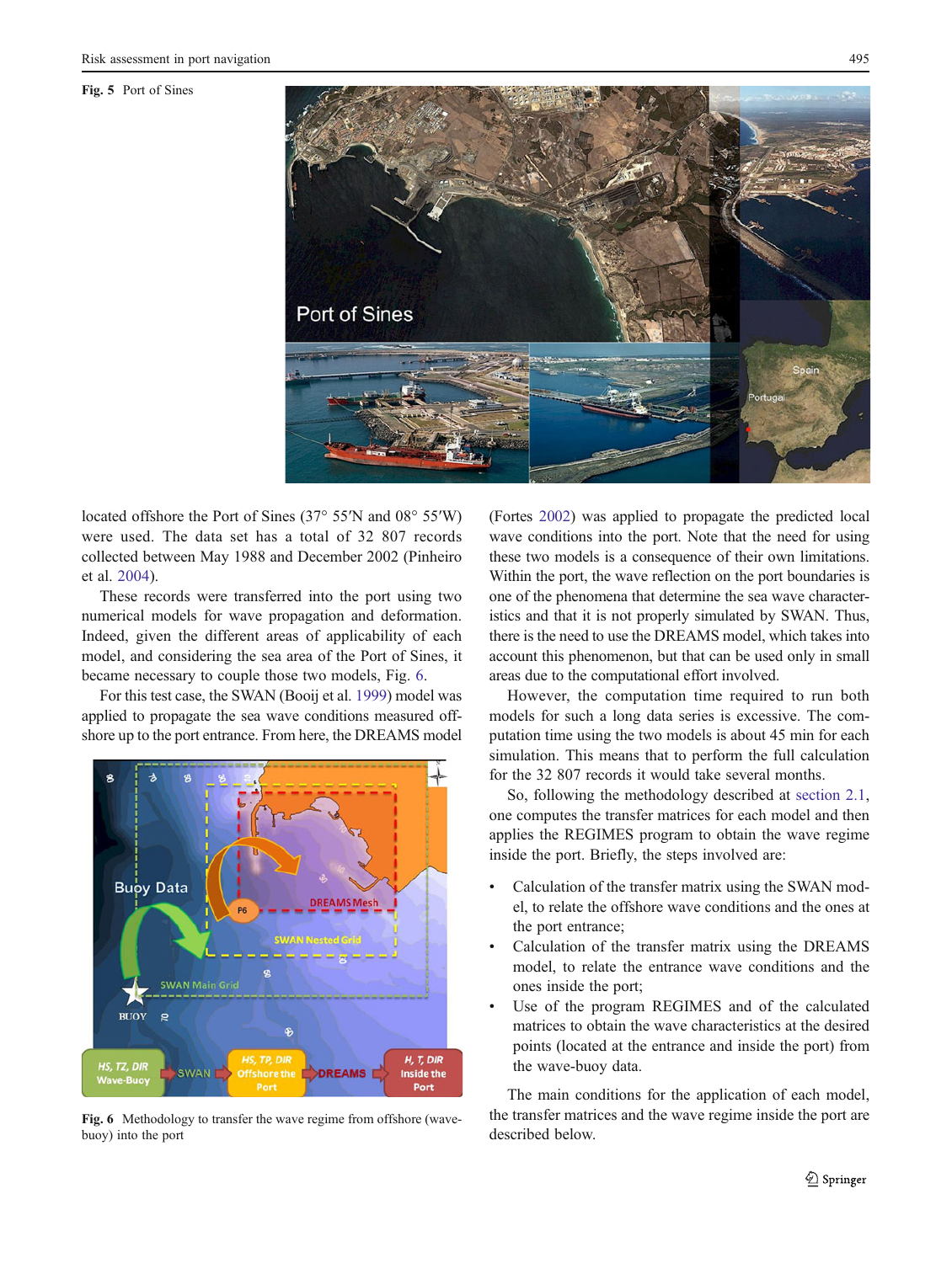Fig. 5 Port of Sines

located offshore the Port of Sines (37° 55′N and 08° 55′W) were used. The data set has a total of 32 807 records collected between May 1988 and December 2002 (Pinheiro et al. 2004).

These records were transferred into the port using two numerical models for wave propagation and deformation. Indeed, given the different areas of applicability of each model, and considering the sea area of the Port of Sines, it became necessary to couple those two models, Fig. 6.

For this test case, the SWAN (Booij et al. 1999) model was applied to propagate the sea wave conditions measured offshore up to the port entrance. From here, the DREAMS model

Fig. 6 Methodology to transfer the wave regime from offshore (wave-buoy) into the port

(Fortes 2002) was applied to propagate the predicted local wave conditions into the port. Note that the need for using these two models is a consequence of their own limitations. Within the port, the wave reflection on the port boundaries is one of the phenomena that determine the sea wave characteristics and that it is not properly simulated by SWAN. Thus, there is the need to use the DREAMS model, which takes into account this phenomenon, but that can be used only in small areas due to the computational effort involved.

However, the computation time required to run both models for such a long data series is excessive. The computation time using the two models is about 45 min for each simulation. This means that to perform the full calculation for the 32 807 records it would take several months.

So, following the methodology described at section 2.1, one computes the transfer matrices for each model and then applies the REGIMES program to obtain the wave regime inside the port. Briefly, the steps involved are:

- Calculation of the transfer matrix using the SWAN model, to relate the offshore wave conditions and the ones at the port entrance;
- Calculation of the transfer matrix using the DREAMS model, to relate the entrance wave conditions and the ones inside the port;
- Use of the program REGIMES and of the calculated matrices to obtain the wave characteristics at the desired points (located at the entrance and inside the port) from the wave-buoy data.

The main conditions for the application of each model, the transfer matrices and the wave regime inside the port are described below.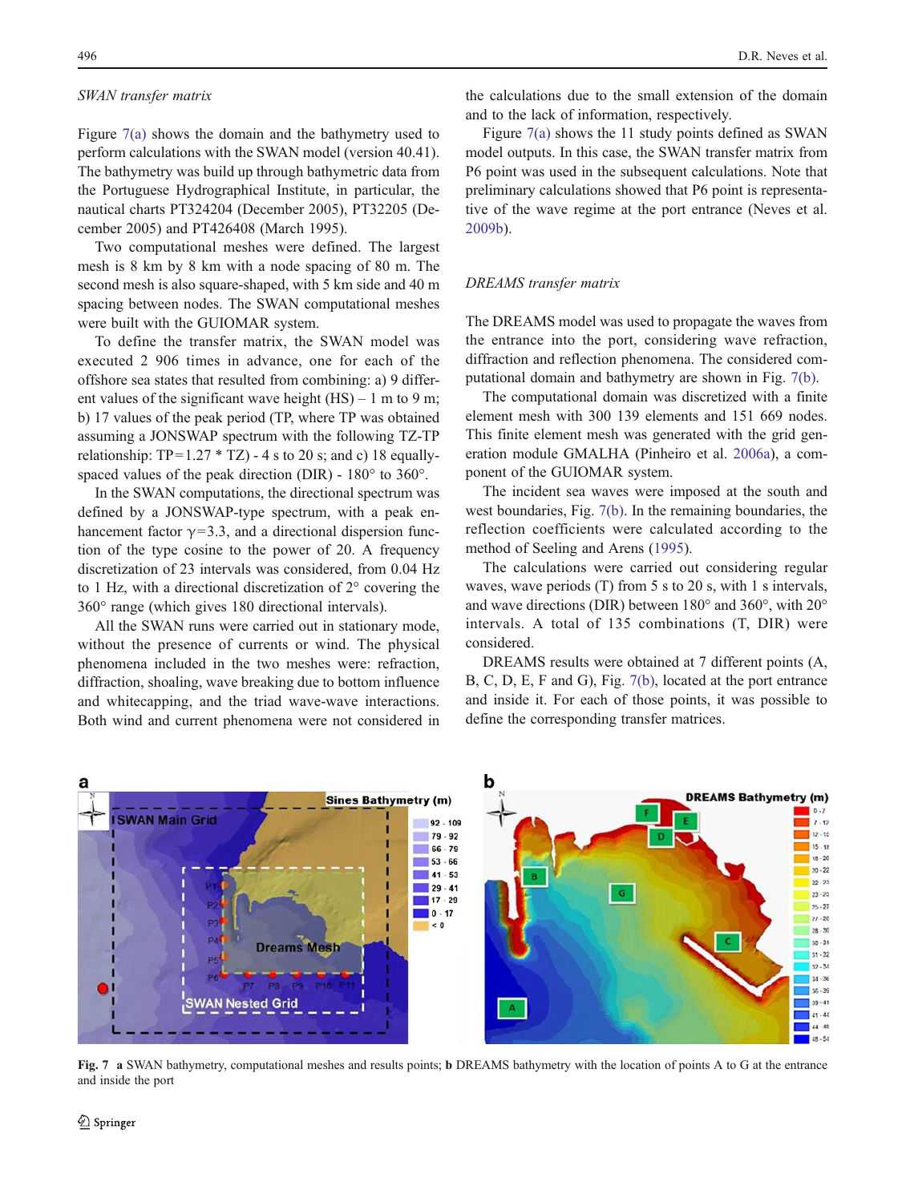*SWAN transfer matrix*

Figure 7(a) shows the domain and the bathymetry used to perform calculations with the SWAN model (version 40.41). The bathymetry was build up through bathymetric data from the Portuguese Hydrographical Institute, in particular, the nautical charts PT324204 (December 2005), PT32205 (December 2005) and PT426408 (March 1995).

Two computational meshes were defined. The largest mesh is 8 km by 8 km with a node spacing of 80 m. The second mesh is also square-shaped, with 5 km side and 40 m spacing between nodes. The SWAN computational meshes were built with the GUIOMAR system.

To define the transfer matrix, the SWAN model was executed 2 906 times in advance, one for each of the offshore sea states that resulted from combining: a) 9 different values of the significant wave height (HS) – 1 m to 9 m; b) 17 values of the peak period (TP, where TP was obtained assuming a JONSWAP spectrum with the following TZ-TP relationship: TP=1.27 * TZ) - 4 s to 20 s; and c) 18 equally-spaced values of the peak direction (DIR) - 180° to 360°.

In the SWAN computations, the directional spectrum was defined by a JONSWAP-type spectrum, with a peak enhancement factor $\gamma$=3.3, and a directional dispersion function of the type cosine to the power of 20. A frequency discretization of 23 intervals was considered, from 0.04 Hz to 1 Hz, with a directional discretization of 2° covering the 360° range (which gives 180 directional intervals).

All the SWAN runs were carried out in stationary mode, without the presence of currents or wind. The physical phenomena included in the two meshes were: refraction, diffraction, shoaling, wave breaking due to bottom influence and whitecapping, and the triad wave-wave interactions. Both wind and current phenomena were not considered in the calculations due to the small extension of the domain and to the lack of information, respectively.

Figure 7(a) shows the 11 study points defined as SWAN model outputs. In this case, the SWAN transfer matrix from P6 point was used in the subsequent calculations. Note that preliminary calculations showed that P6 point is representative of the wave regime at the port entrance (Neves et al. 2009b).

*DREAMS transfer matrix*

The DREAMS model was used to propagate the waves from the entrance into the port, considering wave refraction, diffraction and reflection phenomena. The considered computational domain and bathymetry are shown in Fig. 7(b).

The computational domain was discretized with a finite element mesh with 300 139 elements and 151 669 nodes. This finite element mesh was generated with the grid generation module GMALHA (Pinheiro et al. 2006a), a component of the GUIOMAR system.

The incident sea waves were imposed at the south and west boundaries, Fig. 7(b). In the remaining boundaries, the reflection coefficients were calculated according to the method of Seeling and Arens (1995).

The calculations were carried out considering regular waves, wave periods (T) from 5 s to 20 s, with 1 s intervals, and wave directions (DIR) between 180° and 360°, with 20° intervals. A total of 135 combinations (T, DIR) were considered.

DREAMS results were obtained at 7 different points (A, B, C, D, E, F and G), Fig. 7(b), located at the port entrance and inside it. For each of those points, it was possible to define the corresponding transfer matrices.

**Fig. 7** **a** SWAN bathymetry, computational meshes and results points; **b** DREAMS bathymetry with the location of points A to G at the entrance and inside the port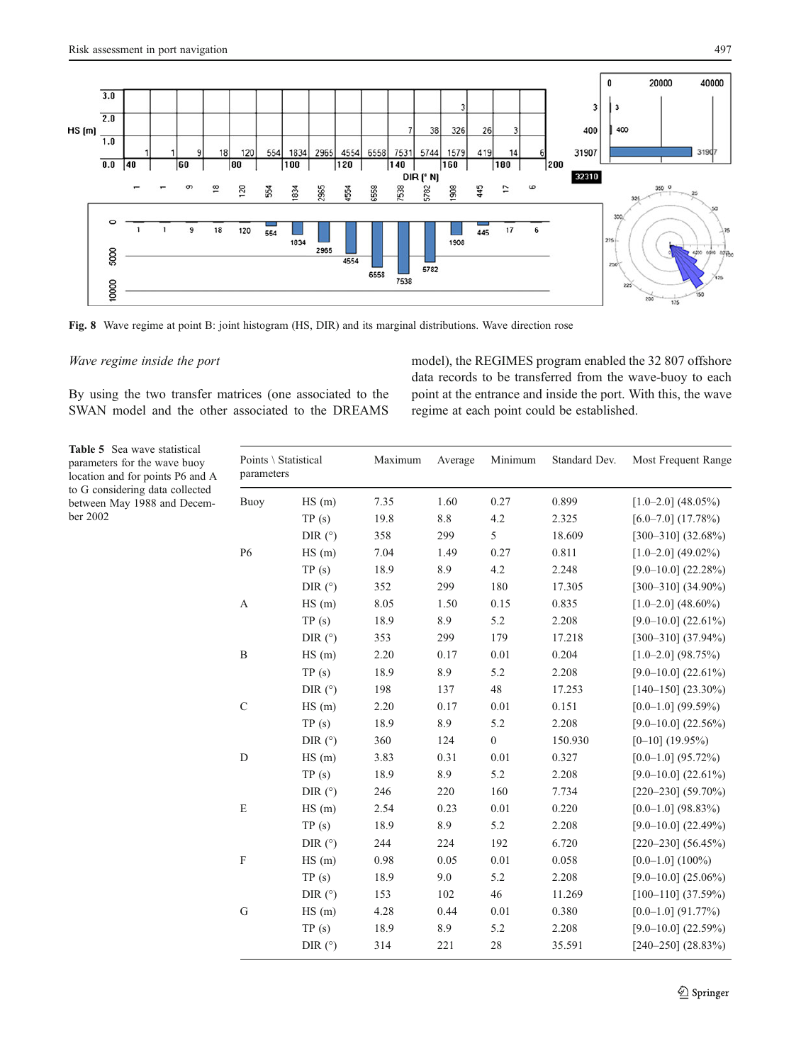**Fig. 8** Wave regime at point B: joint histogram (HS, DIR) and its marginal distributions. Wave direction rose

*Wave regime inside the port*

By using the two transfer matrices (one associated to the SWAN model and the other associated to the DREAMS model), the REGIMES program enabled the 32 807 offshore data records to be transferred from the wave-buoy to each point at the entrance and inside the port. With this, the wave regime at each point could be established.

**Table 5** Sea wave statistical parameters for the wave buoy location and for points P6 and A to G considering data collected between May 1988 and December 2002

| Points \ Statistical parameters | | Maximum | Average | Minimum | Standard Dev. | Most Frequent Range |
|---|---|---|---|---|---|---|
| Buoy | HS (m) | 7.35 | 1.60 | 0.27 | 0.899 | [1.0–2.0] (48.05%) |
| | TP (s) | 19.8 | 8.8 | 4.2 | 2.325 | [6.0–7.0] (17.78%) |
| | DIR (°) | 358 | 299 | 5 | 18.609 | [300–310] (32.68%) |
| P6 | HS (m) | 7.04 | 1.49 | 0.27 | 0.811 | [1.0–2.0] (49.02%) |
| | TP (s) | 18.9 | 8.9 | 4.2 | 2.248 | [9.0–10.0] (22.28%) |
| | DIR (°) | 352 | 299 | 180 | 17.305 | [300–310] (34.90%) |
| A | HS (m) | 8.05 | 1.50 | 0.15 | 0.835 | [1.0–2.0] (48.60%) |
| | TP (s) | 18.9 | 8.9 | 5.2 | 2.208 | [9.0–10.0] (22.61%) |
| | DIR (°) | 353 | 299 | 179 | 17.218 | [300–310] (37.94%) |
| B | HS (m) | 2.20 | 0.17 | 0.01 | 0.204 | [1.0–2.0] (98.75%) |
| | TP (s) | 18.9 | 8.9 | 5.2 | 2.208 | [9.0–10.0] (22.61%) |
| | DIR (°) | 198 | 137 | 48 | 17.253 | [140–150] (23.30%) |
| C | HS (m) | 2.20 | 0.17 | 0.01 | 0.151 | [0.0–1.0] (99.59%) |
| | TP (s) | 18.9 | 8.9 | 5.2 | 2.208 | [9.0–10.0] (22.56%) |
| | DIR (°) | 360 | 124 | 0 | 150.930 | [0–10] (19.95%) |
| D | HS (m) | 3.83 | 0.31 | 0.01 | 0.327 | [0.0–1.0] (95.72%) |
| | TP (s) | 18.9 | 8.9 | 5.2 | 2.208 | [9.0–10.0] (22.61%) |
| | DIR (°) | 246 | 220 | 160 | 7.734 | [220–230] (59.70%) |
| E | HS (m) | 2.54 | 0.23 | 0.01 | 0.220 | [0.0–1.0] (98.83%) |
| | TP (s) | 18.9 | 8.9 | 5.2 | 2.208 | [9.0–10.0] (22.49%) |
| | DIR (°) | 244 | 224 | 192 | 6.720 | [220–230] (56.45%) |
| F | HS (m) | 0.98 | 0.05 | 0.01 | 0.058 | [0.0–1.0] (100%) |
| | TP (s) | 18.9 | 9.0 | 5.2 | 2.208 | [9.0–10.0] (25.06%) |
| | DIR (°) | 153 | 102 | 46 | 11.269 | [100–110] (37.59%) |
| G | HS (m) | 4.28 | 0.44 | 0.01 | 0.380 | [0.0–1.0] (91.77%) |
| | TP (s) | 18.9 | 8.9 | 5.2 | 2.208 | [9.0–10.0] (22.59%) |
| | DIR (°) | 314 | 221 | 28 | 35.591 | [240–250] (28.83%) |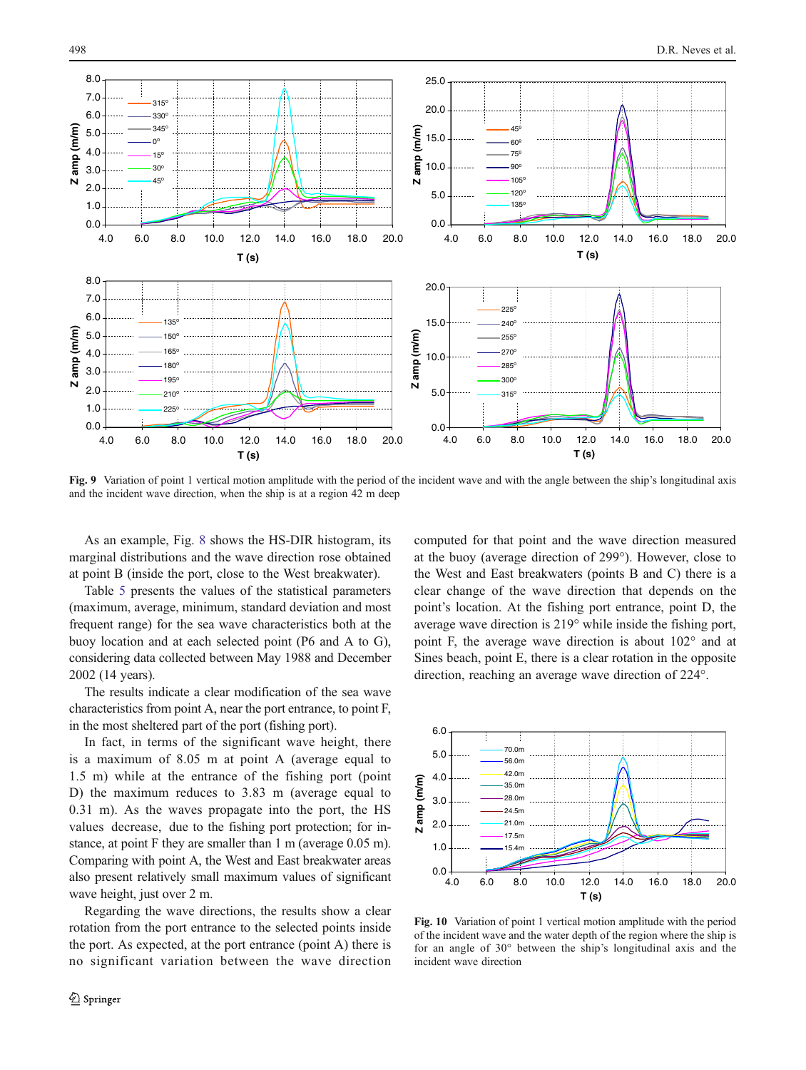**Fig. 9** Variation of point 1 vertical motion amplitude with the period of the incident wave and with the angle between the ship's longitudinal axis and the incident wave direction, when the ship is at a region 42 m deep

As an example, Fig. 8 shows the HS-DIR histogram, its marginal distributions and the wave direction rose obtained at point B (inside the port, close to the West breakwater).

Table 5 presents the values of the statistical parameters (maximum, average, minimum, standard deviation and most frequent range) for the sea wave characteristics both at the buoy location and at each selected point (P6 and A to G), considering data collected between May 1988 and December 2002 (14 years).

The results indicate a clear modification of the sea wave characteristics from point A, near the port entrance, to point F, in the most sheltered part of the port (fishing port).

In fact, in terms of the significant wave height, there is a maximum of 8.05 m at point A (average equal to 1.5 m) while at the entrance of the fishing port (point D) the maximum reduces to 3.83 m (average equal to 0.31 m). As the waves propagate into the port, the HS values decrease, due to the fishing port protection; for instance, at point F they are smaller than 1 m (average 0.05 m). Comparing with point A, the West and East breakwater areas also present relatively small maximum values of significant wave height, just over 2 m.

Regarding the wave directions, the results show a clear rotation from the port entrance to the selected points inside the port. As expected, at the port entrance (point A) there is no significant variation between the wave direction computed for that point and the wave direction measured at the buoy (average direction of 299°). However, close to the West and East breakwaters (points B and C) there is a clear change of the wave direction that depends on the point's location. At the fishing port entrance, point D, the average wave direction is 219° while inside the fishing port, point F, the average wave direction is about 102° and at Sines beach, point E, there is a clear rotation in the opposite direction, reaching an average wave direction of 224°.

**Fig. 10** Variation of point 1 vertical motion amplitude with the period of the incident wave and the water depth of the region where the ship is for an angle of 30° between the ship's longitudinal axis and the incident wave direction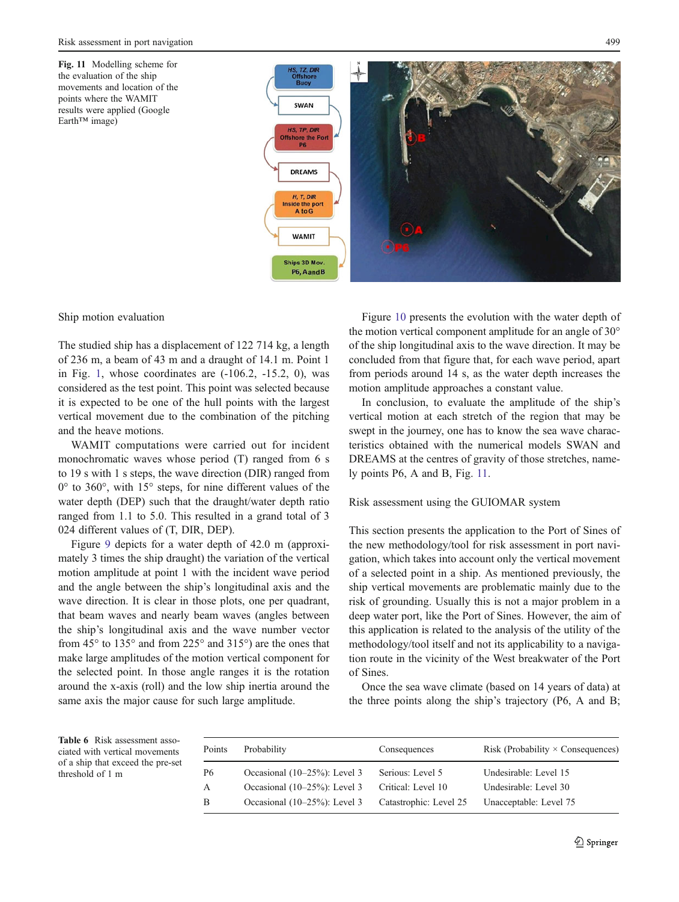**Fig. 11** Modelling scheme for the evaluation of the ship movements and location of the points where the WAMIT results were applied (Google Earth™ image)

## Ship motion evaluation

The studied ship has a displacement of 122 714 kg, a length of 236 m, a beam of 43 m and a draught of 14.1 m. Point 1 in Fig. 1, whose coordinates are (-106.2, -15.2, 0), was considered as the test point. This point was selected because it is expected to be one of the hull points with the largest vertical movement due to the combination of the pitching and the heave motions.

WAMIT computations were carried out for incident monochromatic waves whose period (T) ranged from 6 s to 19 s with 1 s steps, the wave direction (DIR) ranged from 0° to 360°, with 15° steps, for nine different values of the water depth (DEP) such that the draught/water depth ratio ranged from 1.1 to 5.0. This resulted in a grand total of 3 024 different values of (T, DIR, DEP).

Figure 9 depicts for a water depth of 42.0 m (approximately 3 times the ship draught) the variation of the vertical motion amplitude at point 1 with the incident wave period and the angle between the ship's longitudinal axis and the wave direction. It is clear in those plots, one per quadrant, that beam waves and nearly beam waves (angles between the ship's longitudinal axis and the wave number vector from 45° to 135° and from 225° and 315°) are the ones that make large amplitudes of the motion vertical component for the selected point. In those angle ranges it is the rotation around the x-axis (roll) and the low ship inertia around the same axis the major cause for such large amplitude.

Figure 10 presents the evolution with the water depth of the motion vertical component amplitude for an angle of 30° of the ship longitudinal axis to the wave direction. It may be concluded from that figure that, for each wave period, apart from periods around 14 s, as the water depth increases the motion amplitude approaches a constant value.

In conclusion, to evaluate the amplitude of the ship's vertical motion at each stretch of the region that may be swept in the journey, one has to know the sea wave characteristics obtained with the numerical models SWAN and DREAMS at the centres of gravity of those stretches, namely points P6, A and B, Fig. 11.

## Risk assessment using the GUIOMAR system

This section presents the application to the Port of Sines of the new methodology/tool for risk assessment in port navigation, which takes into account only the vertical movement of a selected point in a ship. As mentioned previously, the ship vertical movements are problematic mainly due to the risk of grounding. Usually this is not a major problem in a deep water port, like the Port of Sines. However, the aim of this application is related to the analysis of the utility of the methodology/tool itself and not its applicability to a navigation route in the vicinity of the West breakwater of the Port of Sines.

Once the sea wave climate (based on 14 years of data) at the three points along the ship's trajectory (P6, A and B;

**Table 6** Risk assessment associated with vertical movements of a ship that exceed the pre-set threshold of 1 m

| Points | Probability | Consequences | Risk (Probability × Consequences) |
|---|---|---|---|
| P6 | Occasional (10–25%): Level 3 | Serious: Level 5 | Undesirable: Level 15 |
| A | Occasional (10–25%): Level 3 | Critical: Level 10 | Undesirable: Level 30 |
| B | Occasional (10–25%): Level 3 | Catastrophic: Level 25 | Unacceptable: Level 75 |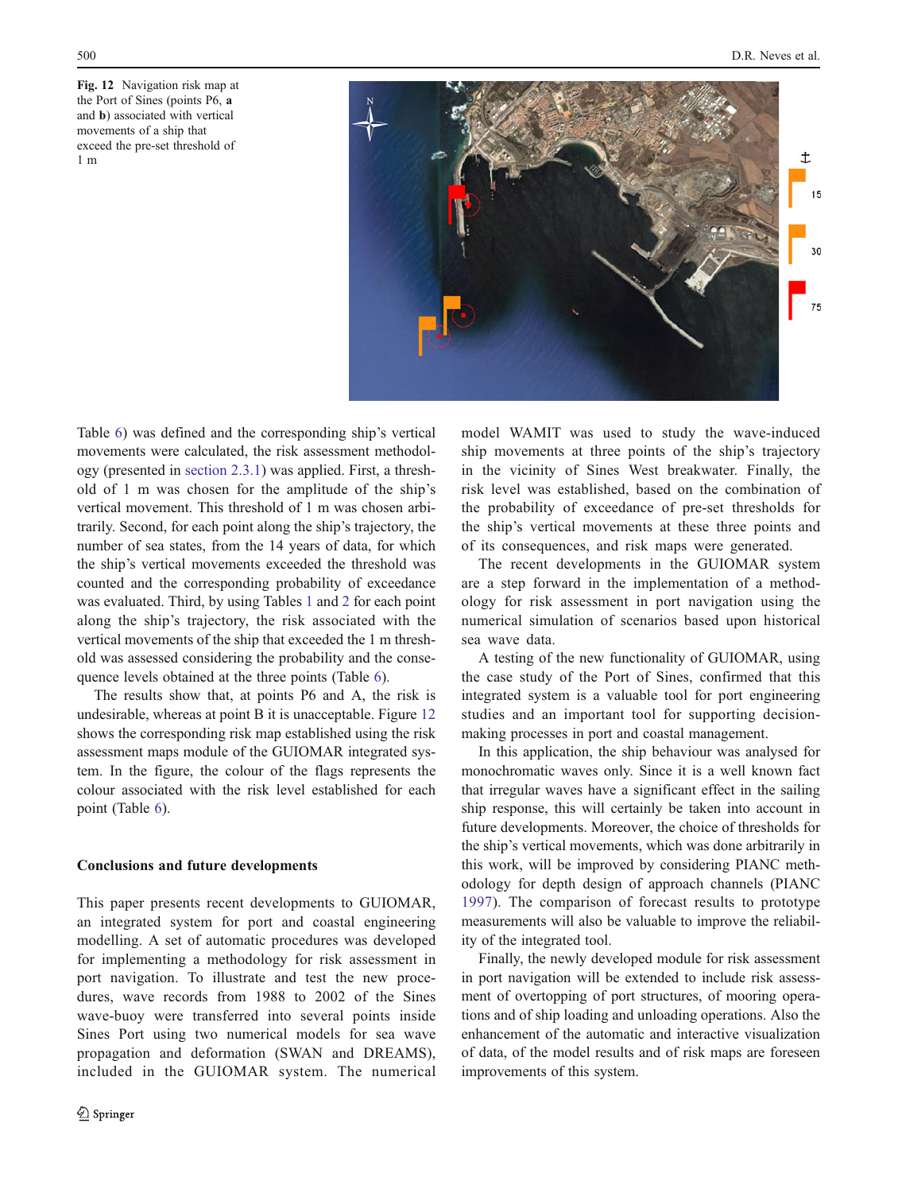**Fig. 12** Navigation risk map at the Port of Sines (points P6, **a** and **b**) associated with vertical movements of a ship that exceed the pre-set threshold of 1 m

Table 6) was defined and the corresponding ship's vertical movements were calculated, the risk assessment methodology (presented in section 2.3.1) was applied. First, a threshold of 1 m was chosen for the amplitude of the ship's vertical movement. This threshold of 1 m was chosen arbitrarily. Second, for each point along the ship's trajectory, the number of sea states, from the 14 years of data, for which the ship's vertical movements exceeded the threshold was counted and the corresponding probability of exceedance was evaluated. Third, by using Tables 1 and 2 for each point along the ship's trajectory, the risk associated with the vertical movements of the ship that exceeded the 1 m threshold was assessed considering the probability and the consequence levels obtained at the three points (Table 6).

The results show that, at points P6 and A, the risk is undesirable, whereas at point B it is unacceptable. Figure 12 shows the corresponding risk map established using the risk assessment maps module of the GUIOMAR integrated system. In the figure, the colour of the flags represents the colour associated with the risk level established for each point (Table 6).

## Conclusions and future developments

This paper presents recent developments to GUIOMAR, an integrated system for port and coastal engineering modelling. A set of automatic procedures was developed for implementing a methodology for risk assessment in port navigation. To illustrate and test the new procedures, wave records from 1988 to 2002 of the Sines wave-buoy were transferred into several points inside Sines Port using two numerical models for sea wave propagation and deformation (SWAN and DREAMS), included in the GUIOMAR system. The numerical model WAMIT was used to study the wave-induced ship movements at three points of the ship's trajectory in the vicinity of Sines West breakwater. Finally, the risk level was established, based on the combination of the probability of exceedance of pre-set thresholds for the ship's vertical movements at these three points and of its consequences, and risk maps were generated.

The recent developments in the GUIOMAR system are a step forward in the implementation of a methodology for risk assessment in port navigation using the numerical simulation of scenarios based upon historical sea wave data.

A testing of the new functionality of GUIOMAR, using the case study of the Port of Sines, confirmed that this integrated system is a valuable tool for port engineering studies and an important tool for supporting decision-making processes in port and coastal management.

In this application, the ship behaviour was analysed for monochromatic waves only. Since it is a well known fact that irregular waves have a significant effect in the sailing ship response, this will certainly be taken into account in future developments. Moreover, the choice of thresholds for the ship's vertical movements, which was done arbitrarily in this work, will be improved by considering PIANC methodology for depth design of approach channels (PIANC 1997). The comparison of forecast results to prototype measurements will also be valuable to improve the reliability of the integrated tool.

Finally, the newly developed module for risk assessment in port navigation will be extended to include risk assessment of overtopping of port structures, of mooring operations and of ship loading and unloading operations. Also the enhancement of the automatic and interactive visualization of data, of the model results and of risk maps are foreseen improvements of this system.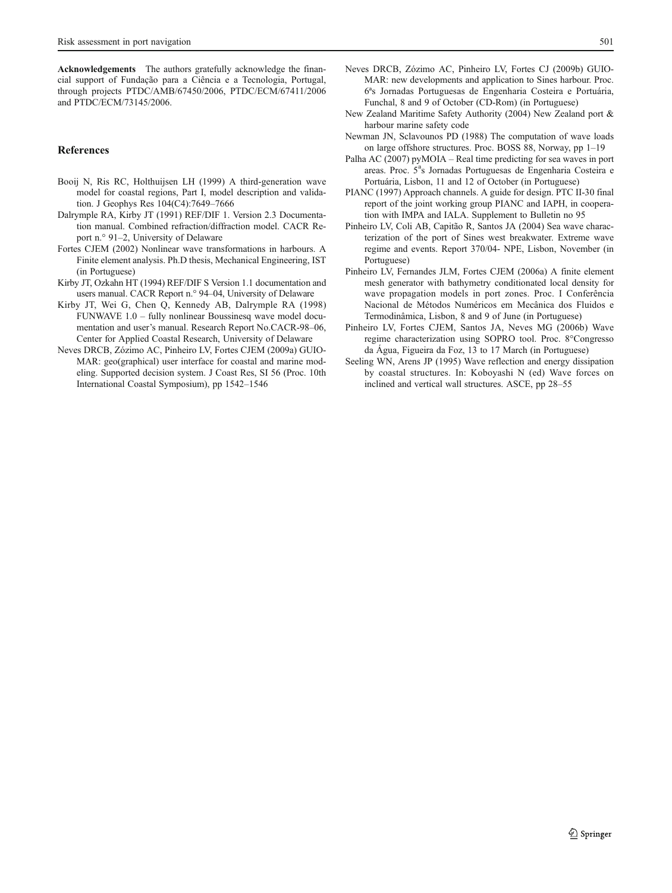**Acknowledgements** The authors gratefully acknowledge the financial support of Fundação para a Ciência e a Tecnologia, Portugal, through projects PTDC/AMB/67450/2006, PTDC/ECM/67411/2006 and PTDC/ECM/73145/2006.

## References

Booij N, Ris RC, Holthuijsen LH (1999) A third-generation wave model for coastal regions, Part I, model description and validation. J Geophys Res 104(C4):7649–7666

Dalrymple RA, Kirby JT (1991) REF/DIF 1. Version 2.3 Documentation manual. Combined refraction/diffraction model. CACR Report n.° 91–2, University of Delaware

Fortes CJEM (2002) Nonlinear wave transformations in harbours. A Finite element analysis. Ph.D thesis, Mechanical Engineering, IST (in Portuguese)

Kirby JT, Ozkahn HT (1994) REF/DIF S Version 1.1 documentation and users manual. CACR Report n.° 94–04, University of Delaware

Kirby JT, Wei G, Chen Q, Kennedy AB, Dalrymple RA (1998) FUNWAVE 1.0 – fully nonlinear Boussinesq wave model documentation and user's manual. Research Report No.CACR-98–06, Center for Applied Coastal Research, University of Delaware

Neves DRCB, Zózimo AC, Pinheiro LV, Fortes CJEM (2009a) GUIOMAR: geo(graphical) user interface for coastal and marine modeling. Supported decision system. J Coast Res, SI 56 (Proc. 10th International Coastal Symposium), pp 1542–1546

Neves DRCB, Zózimo AC, Pinheiro LV, Fortes CJ (2009b) GUIOMAR: new developments and application to Sines harbour. Proc. 6ªs Jornadas Portuguesas de Engenharia Costeira e Portuária, Funchal, 8 and 9 of October (CD-Rom) (in Portuguese)

New Zealand Maritime Safety Authority (2004) New Zealand port & harbour marine safety code

Newman JN, Sclavounos PD (1988) The computation of wave loads on large offshore structures. Proc. BOSS 88, Norway, pp 1–19

Palha AC (2007) pyMOIA – Real time predicting for sea waves in port areas. Proc. 5ªs Jornadas Portuguesas de Engenharia Costeira e Portuária, Lisbon, 11 and 12 of October (in Portuguese)

PIANC (1997) Approach channels. A guide for design. PTC II-30 final report of the joint working group PIANC and IAPH, in cooperation with IMPA and IALA. Supplement to Bulletin no 95

Pinheiro LV, Coli AB, Capitão R, Santos JA (2004) Sea wave characterization of the port of Sines west breakwater. Extreme wave regime and events. Report 370/04- NPE, Lisbon, November (in Portuguese)

Pinheiro LV, Fernandes JLM, Fortes CJEM (2006a) A finite element mesh generator with bathymetry conditionated local density for wave propagation models in port zones. Proc. I Conferência Nacional de Métodos Numéricos em Mecânica dos Fluidos e Termodinâmica, Lisbon, 8 and 9 of June (in Portuguese)

Pinheiro LV, Fortes CJEM, Santos JA, Neves MG (2006b) Wave regime characterization using SOPRO tool. Proc. 8°Congresso da Água, Figueira da Foz, 13 to 17 March (in Portuguese)

Seeling WN, Arens JP (1995) Wave reflection and energy dissipation by coastal structures. In: Koboyashi N (ed) Wave forces on inclined and vertical wall structures. ASCE, pp 28–55